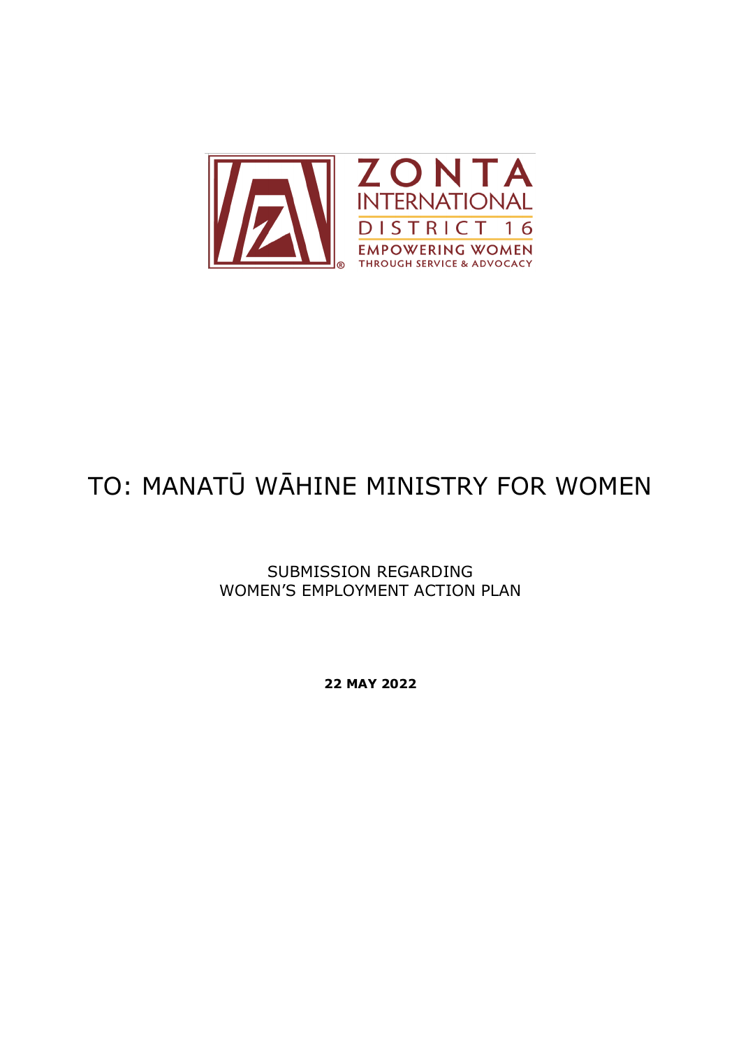ZONTA INTERNATIONAL

DISTRICT 16

EMPOWERING WOMEN THROUGH SERVICE & ADVOCACY

# TO: MANATŪ WĀHINE MINISTRY FOR WOMEN

SUBMISSION REGARDING
WOMEN'S EMPLOYMENT ACTION PLAN

**22 MAY 2022**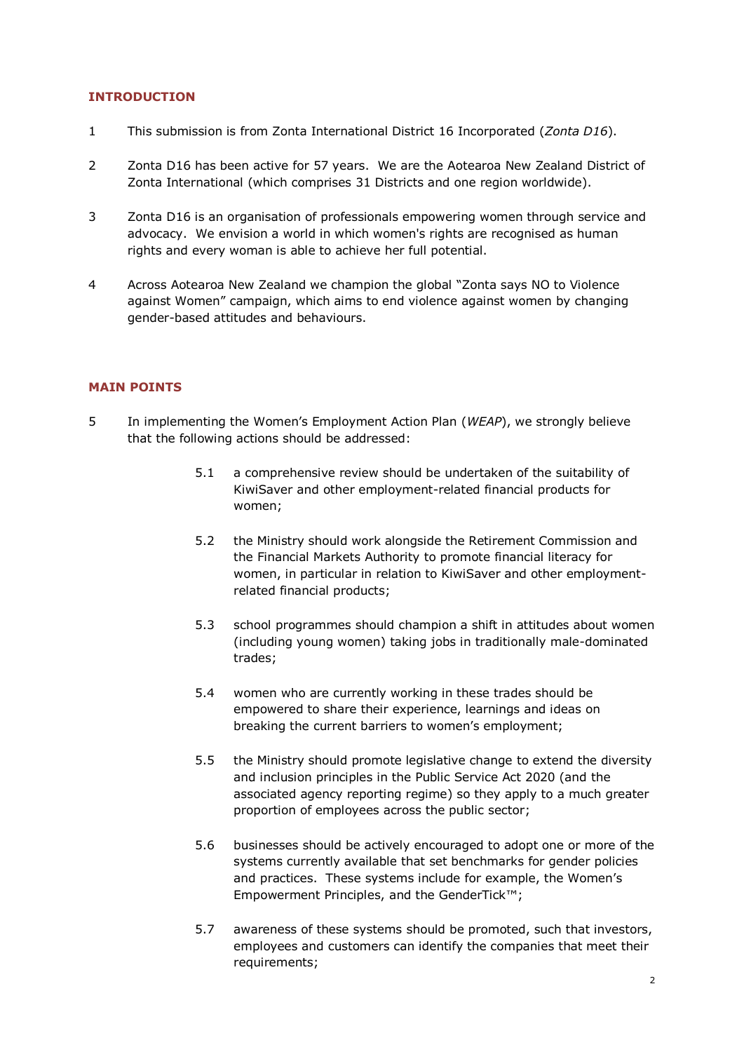## INTRODUCTION

1 This submission is from Zonta International District 16 Incorporated (*Zonta D16*).

2 Zonta D16 has been active for 57 years. We are the Aotearoa New Zealand District of Zonta International (which comprises 31 Districts and one region worldwide).

3 Zonta D16 is an organisation of professionals empowering women through service and advocacy. We envision a world in which women's rights are recognised as human rights and every woman is able to achieve her full potential.

4 Across Aotearoa New Zealand we champion the global "Zonta says NO to Violence against Women" campaign, which aims to end violence against women by changing gender-based attitudes and behaviours.

## MAIN POINTS

5 In implementing the Women's Employment Action Plan (*WEAP*), we strongly believe that the following actions should be addressed:

5.1 a comprehensive review should be undertaken of the suitability of KiwiSaver and other employment-related financial products for women;

5.2 the Ministry should work alongside the Retirement Commission and the Financial Markets Authority to promote financial literacy for women, in particular in relation to KiwiSaver and other employment-related financial products;

5.3 school programmes should champion a shift in attitudes about women (including young women) taking jobs in traditionally male-dominated trades;

5.4 women who are currently working in these trades should be empowered to share their experience, learnings and ideas on breaking the current barriers to women's employment;

5.5 the Ministry should promote legislative change to extend the diversity and inclusion principles in the Public Service Act 2020 (and the associated agency reporting regime) so they apply to a much greater proportion of employees across the public sector;

5.6 businesses should be actively encouraged to adopt one or more of the systems currently available that set benchmarks for gender policies and practices. These systems include for example, the Women's Empowerment Principles, and the GenderTick™;

5.7 awareness of these systems should be promoted, such that investors, employees and customers can identify the companies that meet their requirements;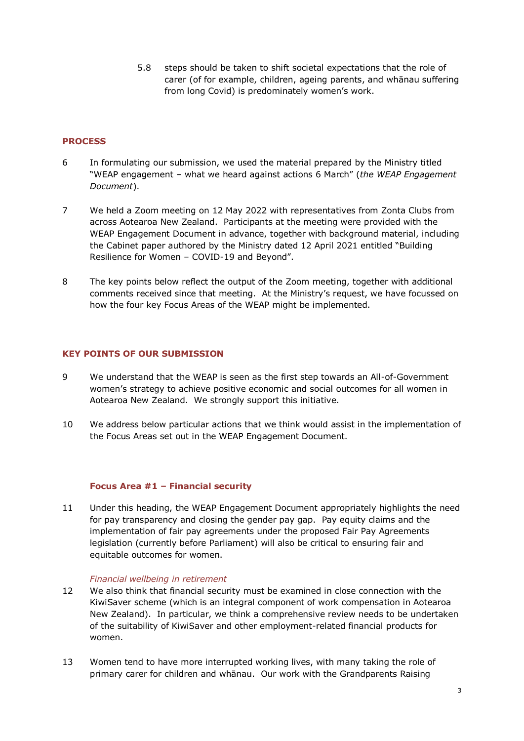5.8 steps should be taken to shift societal expectations that the role of carer (of for example, children, ageing parents, and whānau suffering from long Covid) is predominately women's work.

## PROCESS

6 In formulating our submission, we used the material prepared by the Ministry titled "WEAP engagement – what we heard against actions 6 March" (*the WEAP Engagement Document*).

7 We held a Zoom meeting on 12 May 2022 with representatives from Zonta Clubs from across Aotearoa New Zealand. Participants at the meeting were provided with the WEAP Engagement Document in advance, together with background material, including the Cabinet paper authored by the Ministry dated 12 April 2021 entitled "Building Resilience for Women – COVID-19 and Beyond".

8 The key points below reflect the output of the Zoom meeting, together with additional comments received since that meeting. At the Ministry's request, we have focussed on how the four key Focus Areas of the WEAP might be implemented.

## KEY POINTS OF OUR SUBMISSION

9 We understand that the WEAP is seen as the first step towards an All-of-Government women's strategy to achieve positive economic and social outcomes for all women in Aotearoa New Zealand. We strongly support this initiative.

10 We address below particular actions that we think would assist in the implementation of the Focus Areas set out in the WEAP Engagement Document.

### Focus Area #1 – Financial security

11 Under this heading, the WEAP Engagement Document appropriately highlights the need for pay transparency and closing the gender pay gap. Pay equity claims and the implementation of fair pay agreements under the proposed Fair Pay Agreements legislation (currently before Parliament) will also be critical to ensuring fair and equitable outcomes for women.

#### *Financial wellbeing in retirement*

12 We also think that financial security must be examined in close connection with the KiwiSaver scheme (which is an integral component of work compensation in Aotearoa New Zealand). In particular, we think a comprehensive review needs to be undertaken of the suitability of KiwiSaver and other employment-related financial products for women.

13 Women tend to have more interrupted working lives, with many taking the role of primary carer for children and whānau. Our work with the Grandparents Raising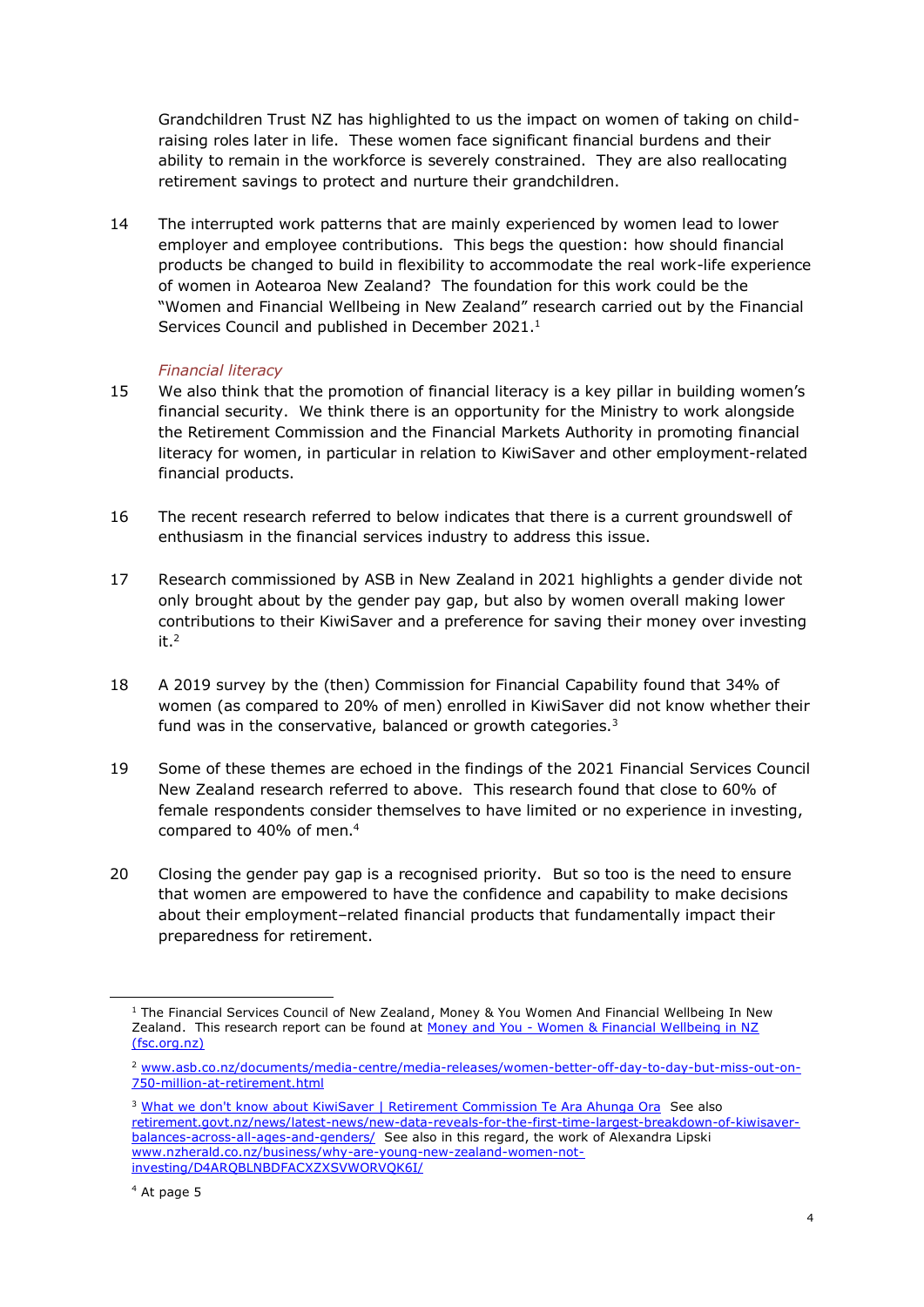Grandchildren Trust NZ has highlighted to us the impact on women of taking on child-raising roles later in life. These women face significant financial burdens and their ability to remain in the workforce is severely constrained. They are also reallocating retirement savings to protect and nurture their grandchildren.

14 The interrupted work patterns that are mainly experienced by women lead to lower employer and employee contributions. This begs the question: how should financial products be changed to build in flexibility to accommodate the real work-life experience of women in Aotearoa New Zealand? The foundation for this work could be the "Women and Financial Wellbeing in New Zealand" research carried out by the Financial Services Council and published in December 2021.[1]

*Financial literacy*

15 We also think that the promotion of financial literacy is a key pillar in building women's financial security. We think there is an opportunity for the Ministry to work alongside the Retirement Commission and the Financial Markets Authority in promoting financial literacy for women, in particular in relation to KiwiSaver and other employment-related financial products.

16 The recent research referred to below indicates that there is a current groundswell of enthusiasm in the financial services industry to address this issue.

17 Research commissioned by ASB in New Zealand in 2021 highlights a gender divide not only brought about by the gender pay gap, but also by women overall making lower contributions to their KiwiSaver and a preference for saving their money over investing it.[2]

18 A 2019 survey by the (then) Commission for Financial Capability found that 34% of women (as compared to 20% of men) enrolled in KiwiSaver did not know whether their fund was in the conservative, balanced or growth categories.[3]

19 Some of these themes are echoed in the findings of the 2021 Financial Services Council New Zealand research referred to above. This research found that close to 60% of female respondents consider themselves to have limited or no experience in investing, compared to 40% of men.[4]

20 Closing the gender pay gap is a recognised priority. But so too is the need to ensure that women are empowered to have the confidence and capability to make decisions about their employment–related financial products that fundamentally impact their preparedness for retirement.

---

[1] The Financial Services Council of New Zealand, Money & You Women And Financial Wellbeing In New Zealand. This research report can be found at Money and You - Women & Financial Wellbeing in NZ (fsc.org.nz)

[2] www.asb.co.nz/documents/media-centre/media-releases/women-better-off-day-to-day-but-miss-out-on-750-million-at-retirement.html

[3] What we don't know about KiwiSaver | Retirement Commission Te Ara Ahunga Ora See also retirement.govt.nz/news/latest-news/new-data-reveals-for-the-first-time-largest-breakdown-of-kiwisaver-balances-across-all-ages-and-genders/ See also in this regard, the work of Alexandra Lipski www.nzherald.co.nz/business/why-are-young-new-zealand-women-not-investing/D4ARQBLNBDFACXZXSVWORVQK6I/

[4] At page 5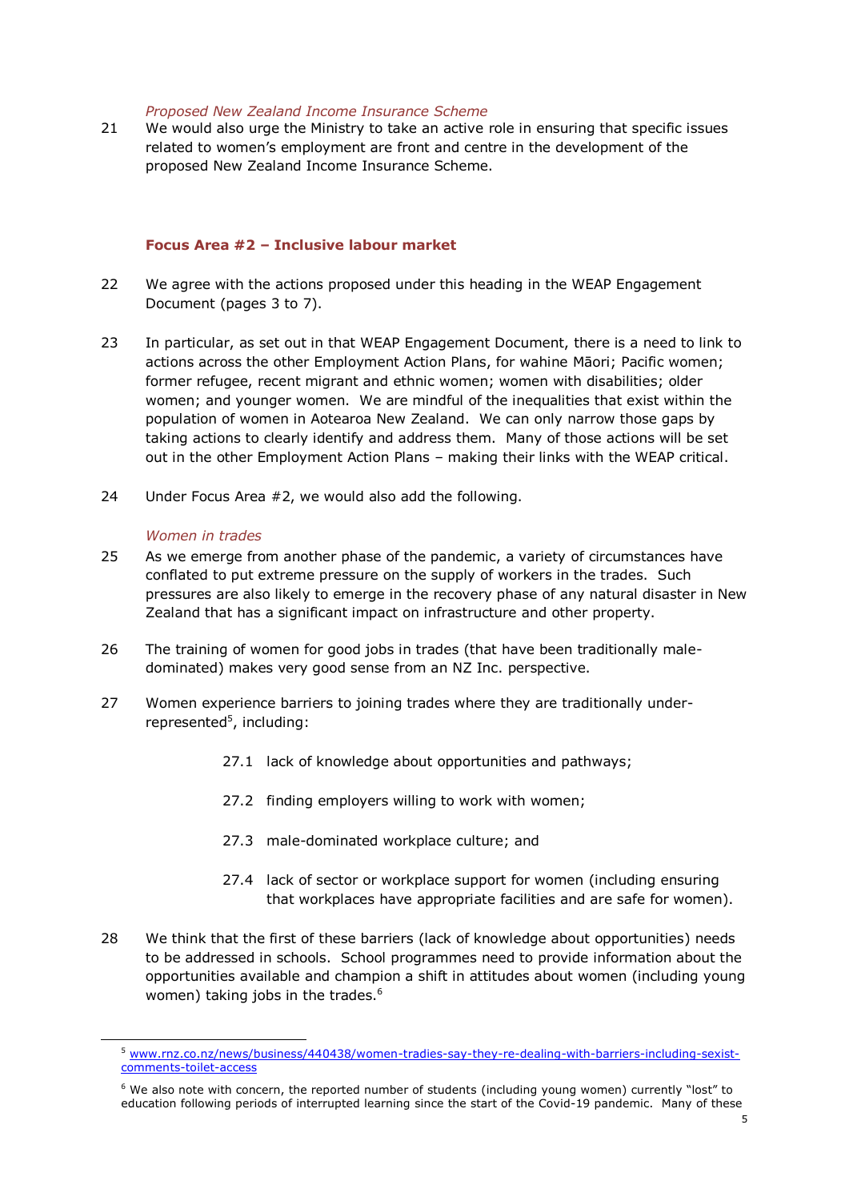*Proposed New Zealand Income Insurance Scheme*

21 We would also urge the Ministry to take an active role in ensuring that specific issues related to women's employment are front and centre in the development of the proposed New Zealand Income Insurance Scheme.

### Focus Area #2 – Inclusive labour market

22 We agree with the actions proposed under this heading in the WEAP Engagement Document (pages 3 to 7).

23 In particular, as set out in that WEAP Engagement Document, there is a need to link to actions across the other Employment Action Plans, for wahine Māori; Pacific women; former refugee, recent migrant and ethnic women; women with disabilities; older women; and younger women. We are mindful of the inequalities that exist within the population of women in Aotearoa New Zealand. We can only narrow those gaps by taking actions to clearly identify and address them. Many of those actions will be set out in the other Employment Action Plans – making their links with the WEAP critical.

24 Under Focus Area #2, we would also add the following.

*Women in trades*

25 As we emerge from another phase of the pandemic, a variety of circumstances have conflated to put extreme pressure on the supply of workers in the trades. Such pressures are also likely to emerge in the recovery phase of any natural disaster in New Zealand that has a significant impact on infrastructure and other property.

26 The training of women for good jobs in trades (that have been traditionally male-dominated) makes very good sense from an NZ Inc. perspective.

27 Women experience barriers to joining trades where they are traditionally under-represented[5], including:

27.1 lack of knowledge about opportunities and pathways;

27.2 finding employers willing to work with women;

27.3 male-dominated workplace culture; and

27.4 lack of sector or workplace support for women (including ensuring that workplaces have appropriate facilities and are safe for women).

28 We think that the first of these barriers (lack of knowledge about opportunities) needs to be addressed in schools. School programmes need to provide information about the opportunities available and champion a shift in attitudes about women (including young women) taking jobs in the trades.[6]

---

[5] www.rnz.co.nz/news/business/440438/women-tradies-say-they-re-dealing-with-barriers-including-sexist-comments-toilet-access

[6] We also note with concern, the reported number of students (including young women) currently "lost" to education following periods of interrupted learning since the start of the Covid-19 pandemic. Many of these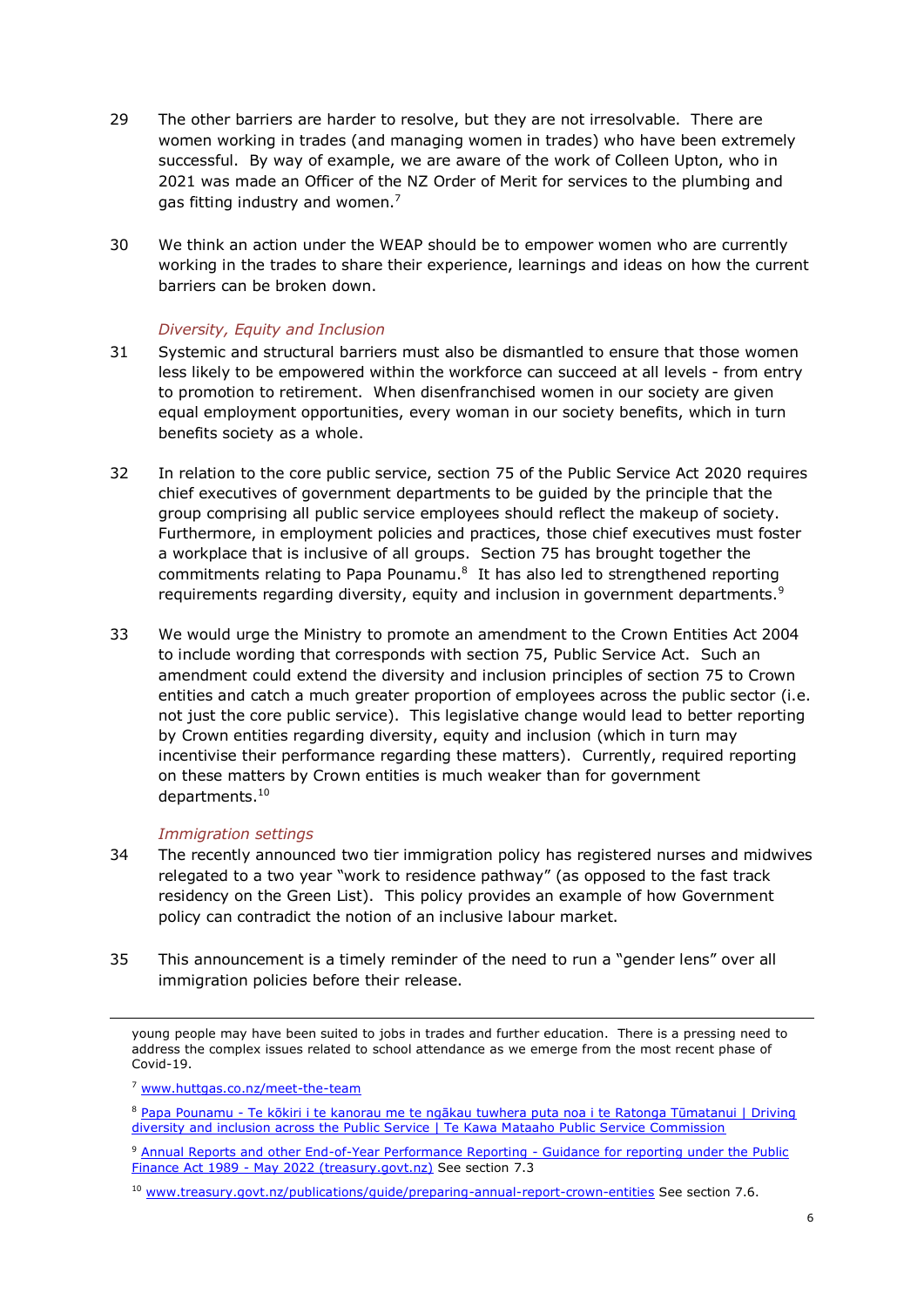29 The other barriers are harder to resolve, but they are not irresolvable. There are women working in trades (and managing women in trades) who have been extremely successful. By way of example, we are aware of the work of Colleen Upton, who in 2021 was made an Officer of the NZ Order of Merit for services to the plumbing and gas fitting industry and women.[7]

30 We think an action under the WEAP should be to empower women who are currently working in the trades to share their experience, learnings and ideas on how the current barriers can be broken down.

*Diversity, Equity and Inclusion*

31 Systemic and structural barriers must also be dismantled to ensure that those women less likely to be empowered within the workforce can succeed at all levels - from entry to promotion to retirement. When disenfranchised women in our society are given equal employment opportunities, every woman in our society benefits, which in turn benefits society as a whole.

32 In relation to the core public service, section 75 of the Public Service Act 2020 requires chief executives of government departments to be guided by the principle that the group comprising all public service employees should reflect the makeup of society. Furthermore, in employment policies and practices, those chief executives must foster a workplace that is inclusive of all groups. Section 75 has brought together the commitments relating to Papa Pounamu.[8] It has also led to strengthened reporting requirements regarding diversity, equity and inclusion in government departments.[9]

33 We would urge the Ministry to promote an amendment to the Crown Entities Act 2004 to include wording that corresponds with section 75, Public Service Act. Such an amendment could extend the diversity and inclusion principles of section 75 to Crown entities and catch a much greater proportion of employees across the public sector (i.e. not just the core public service). This legislative change would lead to better reporting by Crown entities regarding diversity, equity and inclusion (which in turn may incentivise their performance regarding these matters). Currently, required reporting on these matters by Crown entities is much weaker than for government departments.[10]

*Immigration settings*

34 The recently announced two tier immigration policy has registered nurses and midwives relegated to a two year "work to residence pathway" (as opposed to the fast track residency on the Green List). This policy provides an example of how Government policy can contradict the notion of an inclusive labour market.

35 This announcement is a timely reminder of the need to run a "gender lens" over all immigration policies before their release.

---

young people may have been suited to jobs in trades and further education. There is a pressing need to address the complex issues related to school attendance as we emerge from the most recent phase of Covid-19.

[7] www.huttgas.co.nz/meet-the-team

[8] Papa Pounamu - Te kōkiri i te kanorau me te ngākau tuwhera puta noa i te Ratonga Tūmatanui | Driving diversity and inclusion across the Public Service | Te Kawa Mataaho Public Service Commission

[9] Annual Reports and other End-of-Year Performance Reporting - Guidance for reporting under the Public Finance Act 1989 - May 2022 (treasury.govt.nz) See section 7.3

[10] www.treasury.govt.nz/publications/guide/preparing-annual-report-crown-entities See section 7.6.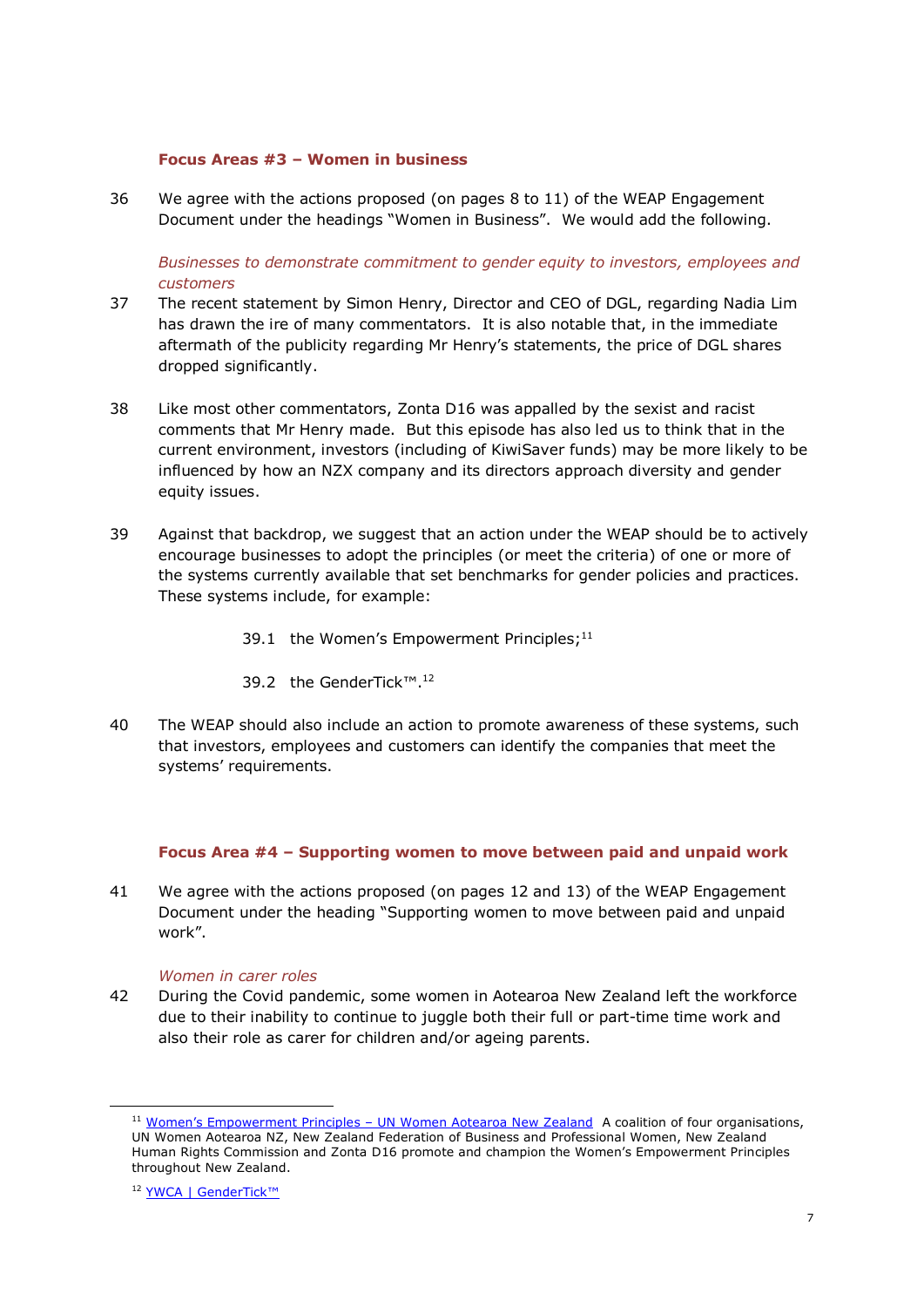### Focus Areas #3 – Women in business

36 We agree with the actions proposed (on pages 8 to 11) of the WEAP Engagement Document under the headings "Women in Business". We would add the following.

*Businesses to demonstrate commitment to gender equity to investors, employees and customers*

37 The recent statement by Simon Henry, Director and CEO of DGL, regarding Nadia Lim has drawn the ire of many commentators. It is also notable that, in the immediate aftermath of the publicity regarding Mr Henry's statements, the price of DGL shares dropped significantly.

38 Like most other commentators, Zonta D16 was appalled by the sexist and racist comments that Mr Henry made. But this episode has also led us to think that in the current environment, investors (including of KiwiSaver funds) may be more likely to be influenced by how an NZX company and its directors approach diversity and gender equity issues.

39 Against that backdrop, we suggest that an action under the WEAP should be to actively encourage businesses to adopt the principles (or meet the criteria) of one or more of the systems currently available that set benchmarks for gender policies and practices. These systems include, for example:

39.1 the Women's Empowerment Principles;[11]

39.2 the GenderTick™.[12]

40 The WEAP should also include an action to promote awareness of these systems, such that investors, employees and customers can identify the companies that meet the systems' requirements.

### Focus Area #4 – Supporting women to move between paid and unpaid work

41 We agree with the actions proposed (on pages 12 and 13) of the WEAP Engagement Document under the heading "Supporting women to move between paid and unpaid work".

*Women in carer roles*

42 During the Covid pandemic, some women in Aotearoa New Zealand left the workforce due to their inability to continue to juggle both their full or part-time time work and also their role as carer for children and/or ageing parents.

---

[11] Women's Empowerment Principles – UN Women Aotearoa New Zealand A coalition of four organisations, UN Women Aotearoa NZ, New Zealand Federation of Business and Professional Women, New Zealand Human Rights Commission and Zonta D16 promote and champion the Women's Empowerment Principles throughout New Zealand.

[12] YWCA | GenderTick™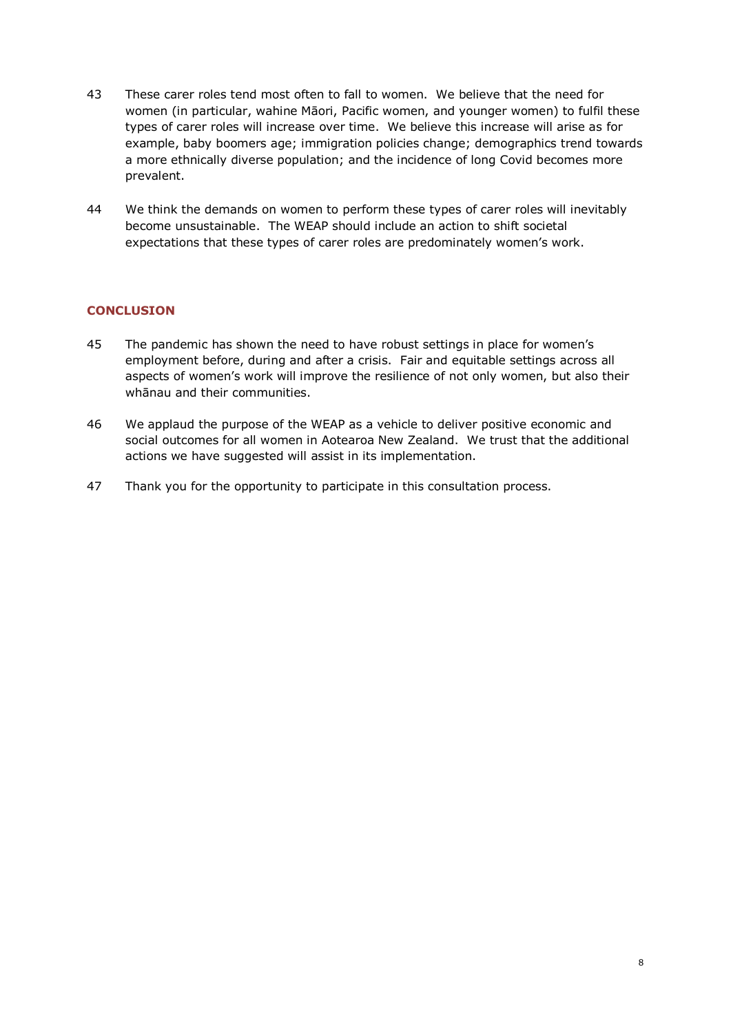43 These carer roles tend most often to fall to women. We believe that the need for women (in particular, wahine Māori, Pacific women, and younger women) to fulfil these types of carer roles will increase over time. We believe this increase will arise as for example, baby boomers age; immigration policies change; demographics trend towards a more ethnically diverse population; and the incidence of long Covid becomes more prevalent.

44 We think the demands on women to perform these types of carer roles will inevitably become unsustainable. The WEAP should include an action to shift societal expectations that these types of carer roles are predominately women's work.

## CONCLUSION

45 The pandemic has shown the need to have robust settings in place for women's employment before, during and after a crisis. Fair and equitable settings across all aspects of women's work will improve the resilience of not only women, but also their whānau and their communities.

46 We applaud the purpose of the WEAP as a vehicle to deliver positive economic and social outcomes for all women in Aotearoa New Zealand. We trust that the additional actions we have suggested will assist in its implementation.

47 Thank you for the opportunity to participate in this consultation process.